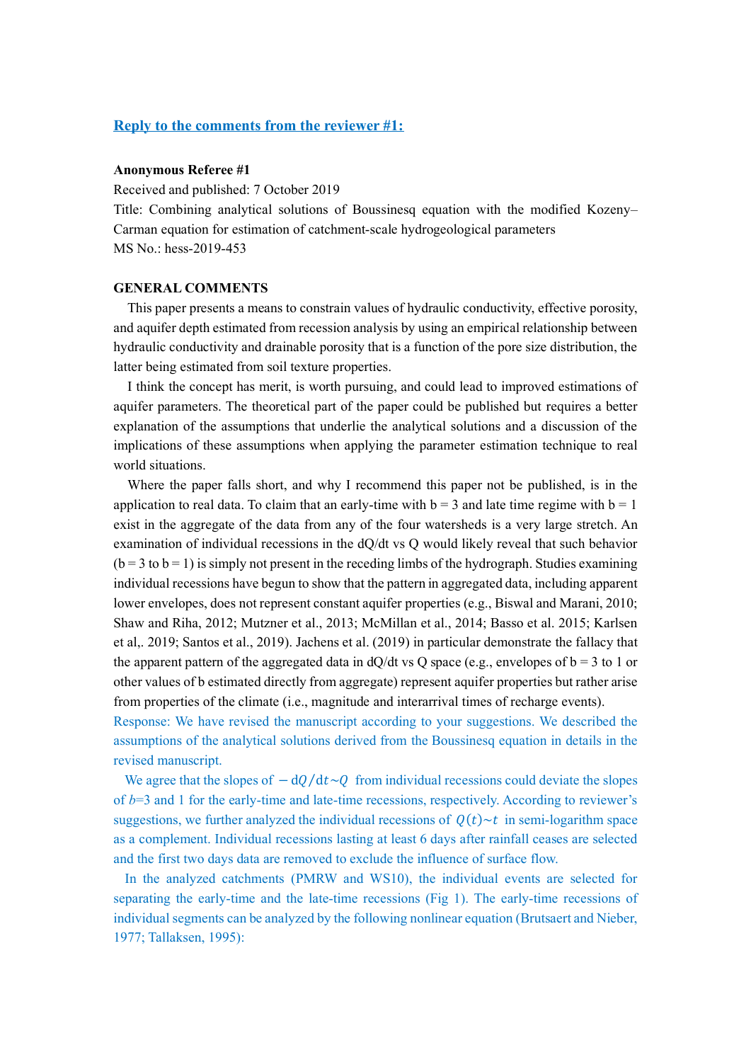## Reply to the comments from the reviewer #1:

**Anonymous Referee #1**

Received and published: 7 October 2019

Title: Combining analytical solutions of Boussinesq equation with the modified Kozeny–Carman equation for estimation of catchment-scale hydrogeological parameters

MS No.: hess-2019-453

**GENERAL COMMENTS**

This paper presents a means to constrain values of hydraulic conductivity, effective porosity, and aquifer depth estimated from recession analysis by using an empirical relationship between hydraulic conductivity and drainable porosity that is a function of the pore size distribution, the latter being estimated from soil texture properties.

I think the concept has merit, is worth pursuing, and could lead to improved estimations of aquifer parameters. The theoretical part of the paper could be published but requires a better explanation of the assumptions that underlie the analytical solutions and a discussion of the implications of these assumptions when applying the parameter estimation technique to real world situations.

Where the paper falls short, and why I recommend this paper not be published, is in the application to real data. To claim that an early-time with b = 3 and late time regime with b = 1 exist in the aggregate of the data from any of the four watersheds is a very large stretch. An examination of individual recessions in the dQ/dt vs Q would likely reveal that such behavior (b = 3 to b = 1) is simply not present in the receding limbs of the hydrograph. Studies examining individual recessions have begun to show that the pattern in aggregated data, including apparent lower envelopes, does not represent constant aquifer properties (e.g., Biswal and Marani, 2010; Shaw and Riha, 2012; Mutzner et al., 2013; McMillan et al., 2014; Basso et al. 2015; Karlsen et al,. 2019; Santos et al., 2019). Jachens et al. (2019) in particular demonstrate the fallacy that the apparent pattern of the aggregated data in dQ/dt vs Q space (e.g., envelopes of b = 3 to 1 or other values of b estimated directly from aggregate) represent aquifer properties but rather arise from properties of the climate (i.e., magnitude and interarrival times of recharge events).

Response: We have revised the manuscript according to your suggestions. We described the assumptions of the analytical solutions derived from the Boussinesq equation in details in the revised manuscript.

We agree that the slopes of $-\mathrm{d}Q/\mathrm{d}t \sim Q$ from individual recessions could deviate the slopes of *b*=3 and 1 for the early-time and late-time recessions, respectively. According to reviewer's suggestions, we further analyzed the individual recessions of $Q(t) \sim t$ in semi-logarithm space as a complement. Individual recessions lasting at least 6 days after rainfall ceases are selected and the first two days data are removed to exclude the influence of surface flow.

In the analyzed catchments (PMRW and WS10), the individual events are selected for separating the early-time and the late-time recessions (Fig 1). The early-time recessions of individual segments can be analyzed by the following nonlinear equation (Brutsaert and Nieber, 1977; Tallaksen, 1995):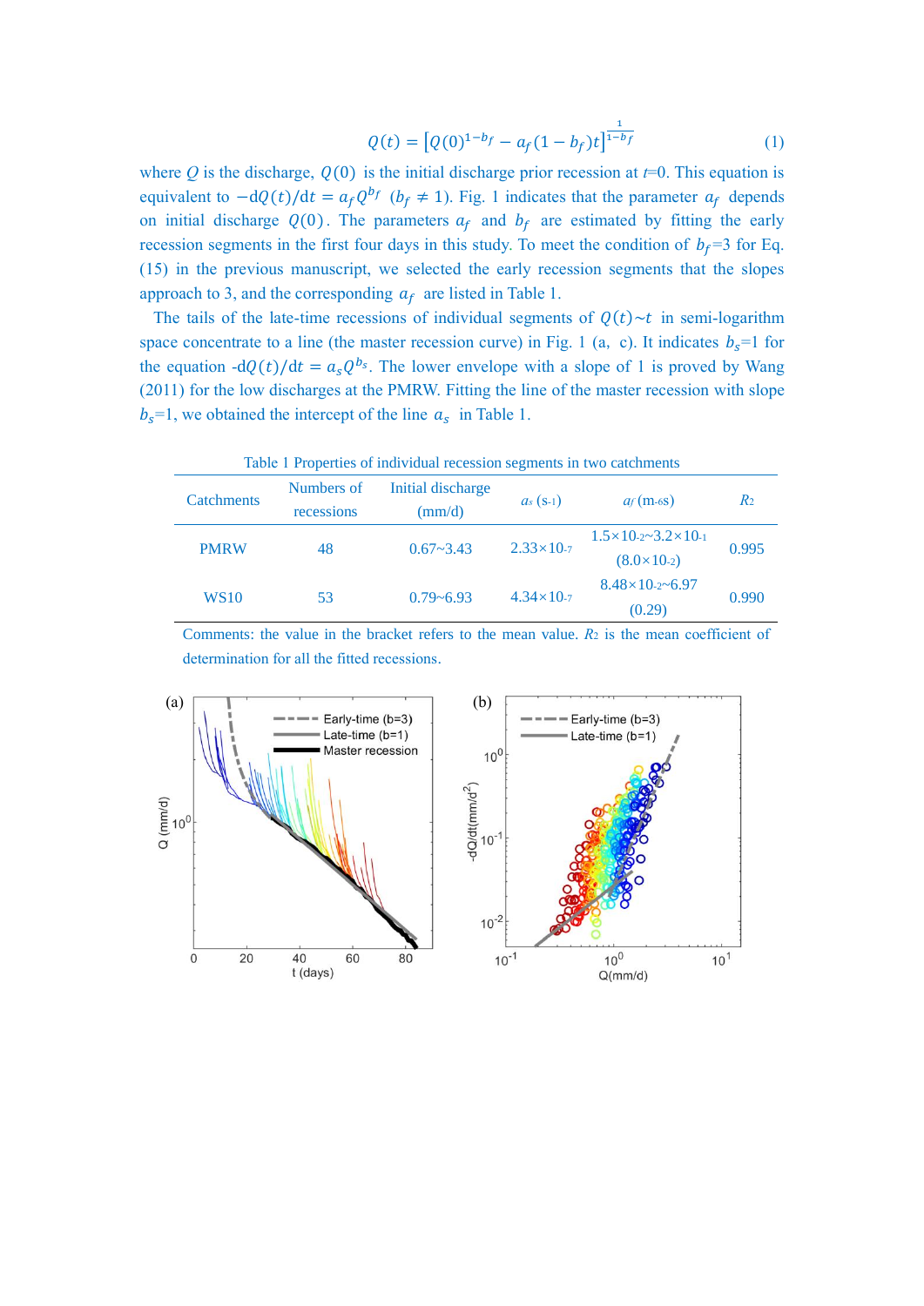$$Q(t) = \left[Q(0)^{1-b_f} - a_f(1-b_f)t\right]^{\frac{1}{1-b_f}} \tag{1}$$

where $Q$ is the discharge, $Q(0)$ is the initial discharge prior recession at $t$=0. This equation is equivalent to $-\mathrm{d}Q(t)/\mathrm{d}t = a_f Q^{b_f}$ ($b_f \neq 1$). Fig. 1 indicates that the parameter $a_f$ depends on initial discharge $Q(0)$. The parameters $a_f$ and $b_f$ are estimated by fitting the early recession segments in the first four days in this study. To meet the condition of $b_f$=3 for Eq. (15) in the previous manuscript, we selected the early recession segments that the slopes approach to 3, and the corresponding $a_f$ are listed in Table 1.

The tails of the late-time recessions of individual segments of $Q(t)$~$t$ in semi-logarithm space concentrate to a line (the master recession curve) in Fig. 1 (a, c). It indicates $b_s$=1 for the equation $-\mathrm{d}Q(t)/\mathrm{d}t = a_s Q^{b_s}$. The lower envelope with a slope of 1 is proved by Wang (2011) for the low discharges at the PMRW. Fitting the line of the master recession with slope $b_s$=1, we obtained the intercept of the line $a_s$ in Table 1.

Table 1 Properties of individual recession segments in two catchments

| Catchments | Numbers of recessions | Initial discharge (mm/d) | $a_s$ ($s^{-1}$) | $a_f$ ($m^{-6}s$) | $R^2$ |
|---|---|---|---|---|---|
| PMRW | 48 | 0.67~3.43 | $2.33\times10^{-7}$ | $1.5\times10^{-2}$~$3.2\times10^{-1}$ (8.0×10^{-2}) | 0.995 |
| WS10 | 53 | 0.79~6.93 | $4.34\times10^{-7}$ | $8.48\times10^{-2}$~6.97 (0.29) | 0.990 |

Comments: the value in the bracket refers to the mean value. $R^2$ is the mean coefficient of determination for all the fitted recessions.

(a)
Early-time (b=3)
Late-time (b=1)
Master recession
Q (mm/d)
$10^0$
0 20 40 60 80
t (days)

(b)
Early-time (b=3)
Late-time (b=1)
-dQ/dt(mm/d$^2$)
$10^0$
$10^{-1}$
$10^{-2}$
$10^{-1}$ $10^0$ $10^1$
Q(mm/d)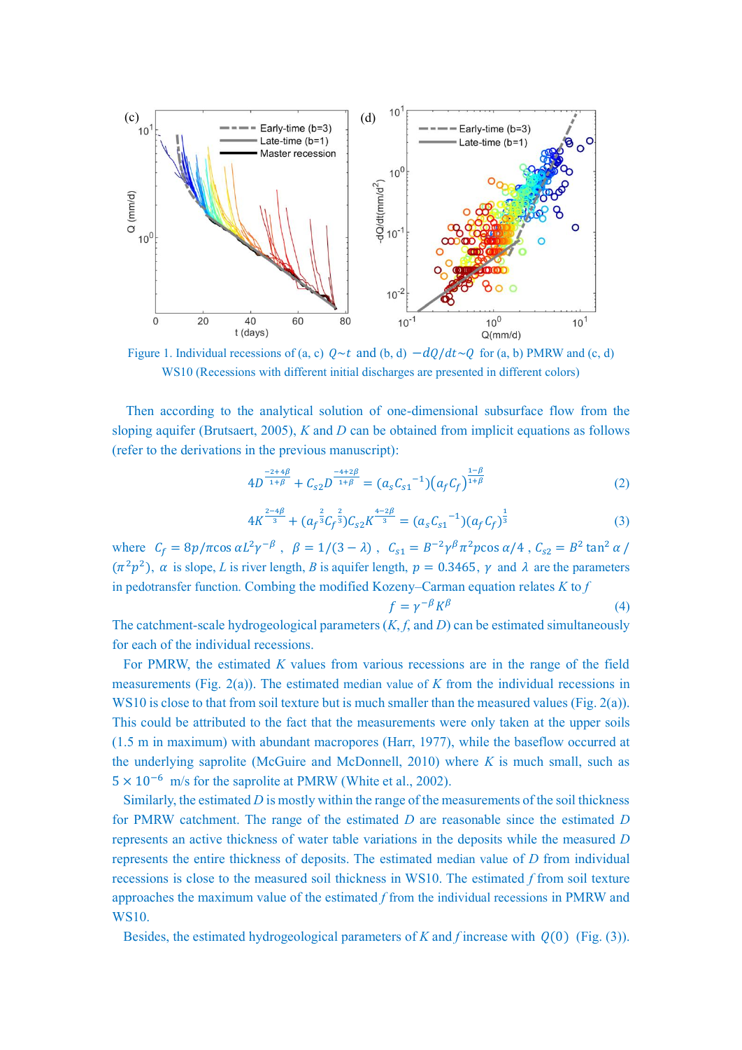(c)

Q (mm/d)

$10^1$

$10^0$

0 20 40 60 80

t (days)

Early-time (b=3)

Late-time (b=1)

Master recession

(d)

-dQ/dt(mm/d$^2$)

$10^1$

$10^0$

$10^{-1}$

$10^{-2}$

$10^{-1}$ $10^0$ $10^1$

Q(mm/d)

Early-time (b=3)

Late-time (b=1)

Figure 1. Individual recessions of (a, c) $Q{\sim}t$ and (b, d) $-dQ/dt{\sim}Q$ for (a, b) PMRW and (c, d) WS10 (Recessions with different initial discharges are presented in different colors)

Then according to the analytical solution of one-dimensional subsurface flow from the sloping aquifer (Brutsaert, 2005), $K$ and $D$ can be obtained from implicit equations as follows (refer to the derivations in the previous manuscript):

$$4D^{\frac{-2+4\beta}{1+\beta}} + C_{s2}D^{\frac{-4+2\beta}{1+\beta}} = (a_s C_{s1}{}^{-1})(a_f C_f)^{\frac{1-\beta}{1+\beta}} \quad (2)$$

$$4K^{\frac{2-4\beta}{3}} + (a_f{}^{\frac{2}{3}} C_f{}^{\frac{2}{3}})C_{s2}K^{\frac{4-2\beta}{3}} = (a_s C_{s1}{}^{-1})(a_f C_f)^{\frac{1}{3}} \quad (3)$$

where $C_f = 8p/\pi\cos\alpha L^2\gamma^{-\beta}$, $\beta = 1/(3-\lambda)$, $C_{s1} = B^{-2}\gamma^{\beta}\pi^2 p\cos\alpha/4$, $C_{s2} = B^2\tan^2\alpha/(\pi^2 p^2)$, $\alpha$ is slope, $L$ is river length, $B$ is aquifer length, $p = 0.3465$, $\gamma$ and $\lambda$ are the parameters in pedotransfer function. Combing the modified Kozeny–Carman equation relates $K$ to $f$

$$f = \gamma^{-\beta}K^{\beta} \quad (4)$$

The catchment-scale hydrogeological parameters ($K$, $f$, and $D$) can be estimated simultaneously for each of the individual recessions.

For PMRW, the estimated $K$ values from various recessions are in the range of the field measurements (Fig. 2(a)). The estimated median value of $K$ from the individual recessions in WS10 is close to that from soil texture but is much smaller than the measured values (Fig. 2(a)). This could be attributed to the fact that the measurements were only taken at the upper soils (1.5 m in maximum) with abundant macropores (Harr, 1977), while the baseflow occurred at the underlying saprolite (McGuire and McDonnell, 2010) where $K$ is much small, such as $5 \times 10^{-6}$ m/s for the saprolite at PMRW (White et al., 2002).

Similarly, the estimated $D$ is mostly within the range of the measurements of the soil thickness for PMRW catchment. The range of the estimated $D$ are reasonable since the estimated $D$ represents an active thickness of water table variations in the deposits while the measured $D$ represents the entire thickness of deposits. The estimated median value of $D$ from individual recessions is close to the measured soil thickness in WS10. The estimated $f$ from soil texture approaches the maximum value of the estimated $f$ from the individual recessions in PMRW and WS10.

Besides, the estimated hydrogeological parameters of $K$ and $f$ increase with $Q(0)$ (Fig. (3)).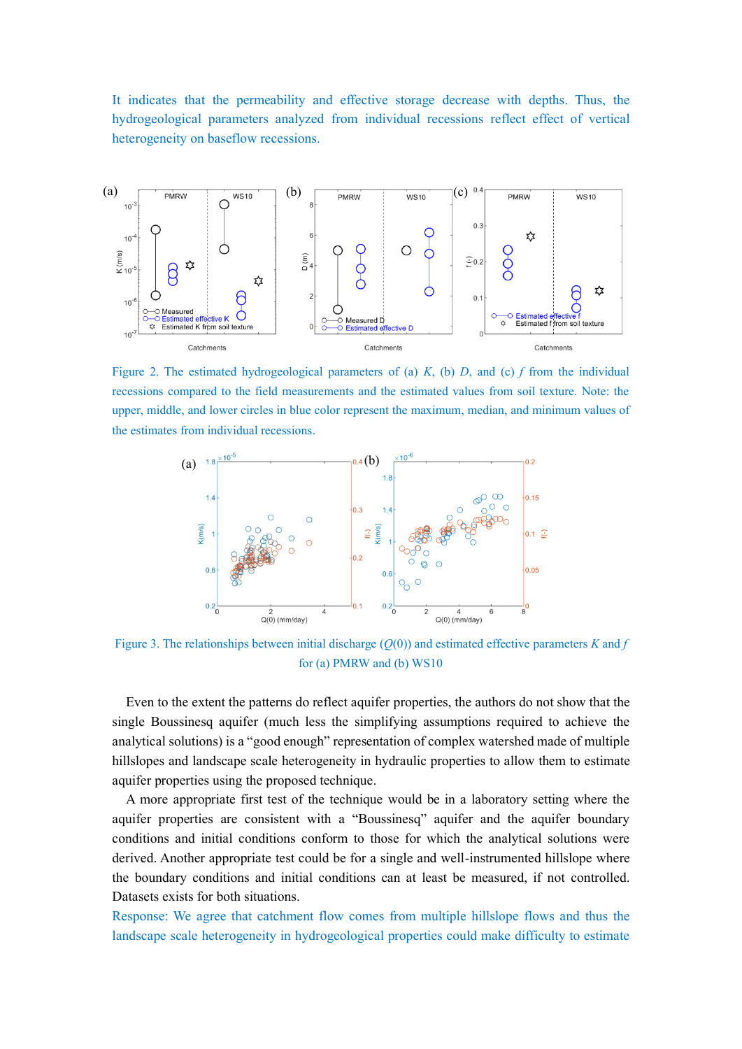It indicates that the permeability and effective storage decrease with depths. Thus, the hydrogeological parameters analyzed from individual recessions reflect effect of vertical heterogeneity on baseflow recessions.

(a)

PMRW
WS10
K (m/s)
$10^{-3}$
$10^{-4}$
$10^{-5}$
$10^{-6}$
$10^{-7}$
Measured
Estimated effective K
Estimated K frpm soil texture
Catchments

(b)

PMRW
WS10
D (m)
8
6
4
2
0
Measured D
Estimated effective D
Catchments

(c)

PMRW
WS10
f (-)
0.4
0.3
0.2
0.1
0
Estimated effective f
Estimated f from soil texture
Catchments

Figure 2. The estimated hydrogeological parameters of (a) $K$, (b) $D$, and (c) $f$ from the individual recessions compared to the field measurements and the estimated values from soil texture. Note: the upper, middle, and lower circles in blue color represent the maximum, median, and minimum values of the estimates from individual recessions.

(a)

$\times 10^{-5}$
K(m/s)
1.8
1.4
1
0.6
0.2
f(-)
0.4
0.3
0.2
0.1
0
2
4
Q(0) (mm/day)

(b)

$\times 10^{-6}$
K(m/s)
1.8
1.4
1
0.6
0.2
f(-)
0.2
0.15
0.1
0.05
0
0
2
4
6
8
Q(0) (mm/day)

Figure 3. The relationships between initial discharge ($Q(0)$) and estimated effective parameters $K$ and $f$ for (a) PMRW and (b) WS10

Even to the extent the patterns do reflect aquifer properties, the authors do not show that the single Boussinesq aquifer (much less the simplifying assumptions required to achieve the analytical solutions) is a "good enough" representation of complex watershed made of multiple hillslopes and landscape scale heterogeneity in hydraulic properties to allow them to estimate aquifer properties using the proposed technique.

A more appropriate first test of the technique would be in a laboratory setting where the aquifer properties are consistent with a "Boussinesq" aquifer and the aquifer boundary conditions and initial conditions conform to those for which the analytical solutions were derived. Another appropriate test could be for a single and well-instrumented hillslope where the boundary conditions and initial conditions can at least be measured, if not controlled. Datasets exists for both situations.

Response: We agree that catchment flow comes from multiple hillslope flows and thus the landscape scale heterogeneity in hydrogeological properties could make difficulty to estimate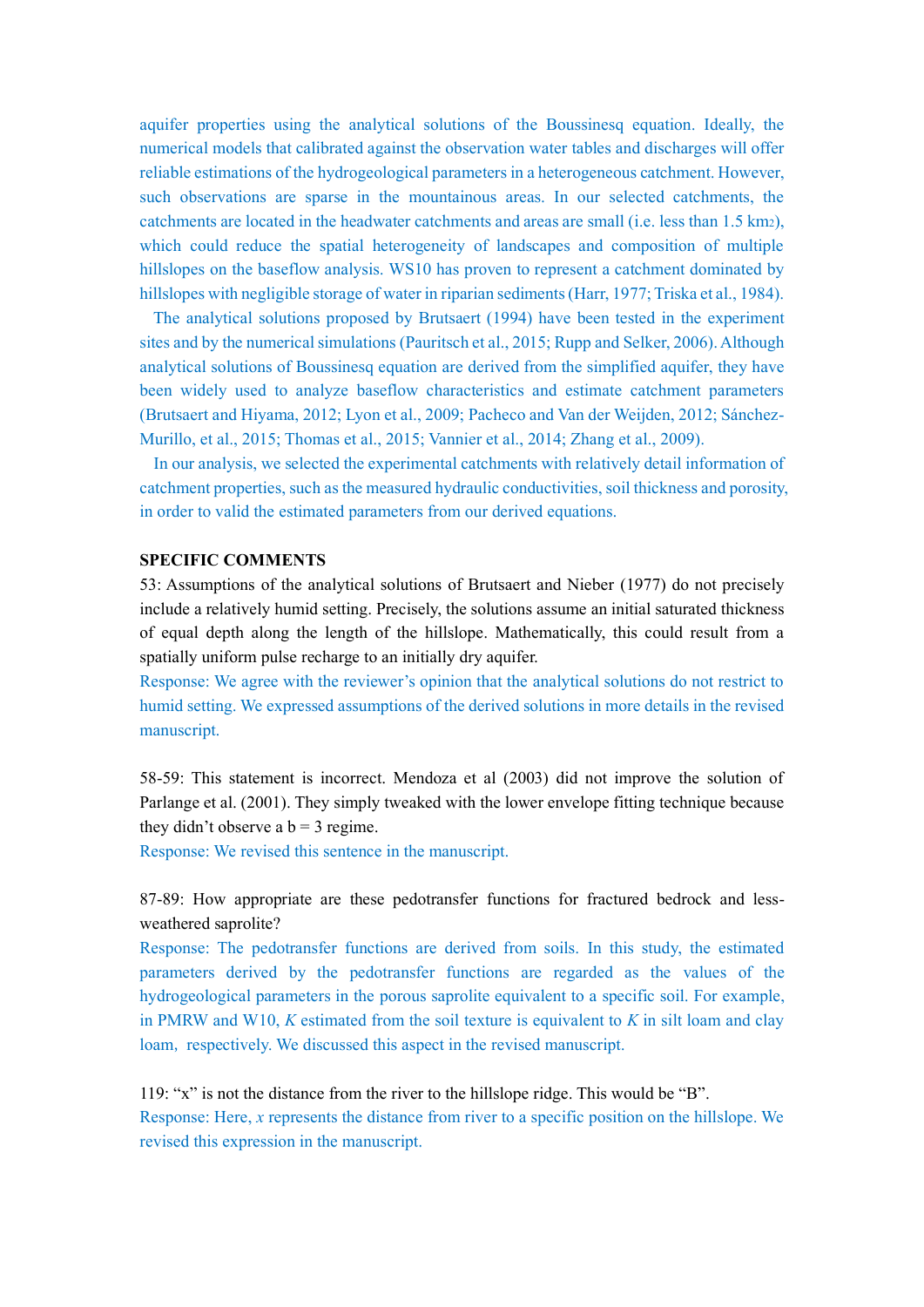aquifer properties using the analytical solutions of the Boussinesq equation. Ideally, the numerical models that calibrated against the observation water tables and discharges will offer reliable estimations of the hydrogeological parameters in a heterogeneous catchment. However, such observations are sparse in the mountainous areas. In our selected catchments, the catchments are located in the headwater catchments and areas are small (i.e. less than 1.5 $km_2$), which could reduce the spatial heterogeneity of landscapes and composition of multiple hillslopes on the baseflow analysis. WS10 has proven to represent a catchment dominated by hillslopes with negligible storage of water in riparian sediments (Harr, 1977; Triska et al., 1984).

The analytical solutions proposed by Brutsaert (1994) have been tested in the experiment sites and by the numerical simulations (Pauritsch et al., 2015; Rupp and Selker, 2006). Although analytical solutions of Boussinesq equation are derived from the simplified aquifer, they have been widely used to analyze baseflow characteristics and estimate catchment parameters (Brutsaert and Hiyama, 2012; Lyon et al., 2009; Pacheco and Van der Weijden, 2012; Sánchez-Murillo, et al., 2015; Thomas et al., 2015; Vannier et al., 2014; Zhang et al., 2009).

In our analysis, we selected the experimental catchments with relatively detail information of catchment properties, such as the measured hydraulic conductivities, soil thickness and porosity, in order to valid the estimated parameters from our derived equations.

**SPECIFIC COMMENTS**

53: Assumptions of the analytical solutions of Brutsaert and Nieber (1977) do not precisely include a relatively humid setting. Precisely, the solutions assume an initial saturated thickness of equal depth along the length of the hillslope. Mathematically, this could result from a spatially uniform pulse recharge to an initially dry aquifer.

Response: We agree with the reviewer's opinion that the analytical solutions do not restrict to humid setting. We expressed assumptions of the derived solutions in more details in the revised manuscript.

58-59: This statement is incorrect. Mendoza et al (2003) did not improve the solution of Parlange et al. (2001). They simply tweaked with the lower envelope fitting technique because they didn't observe a $b = 3$ regime.

Response: We revised this sentence in the manuscript.

87-89: How appropriate are these pedotransfer functions for fractured bedrock and less-weathered saprolite?

Response: The pedotransfer functions are derived from soils. In this study, the estimated parameters derived by the pedotransfer functions are regarded as the values of the hydrogeological parameters in the porous saprolite equivalent to a specific soil. For example, in PMRW and W10, $K$ estimated from the soil texture is equivalent to $K$ in silt loam and clay loam, respectively. We discussed this aspect in the revised manuscript.

119: "x" is not the distance from the river to the hillslope ridge. This would be "B".

Response: Here, $x$ represents the distance from river to a specific position on the hillslope. We revised this expression in the manuscript.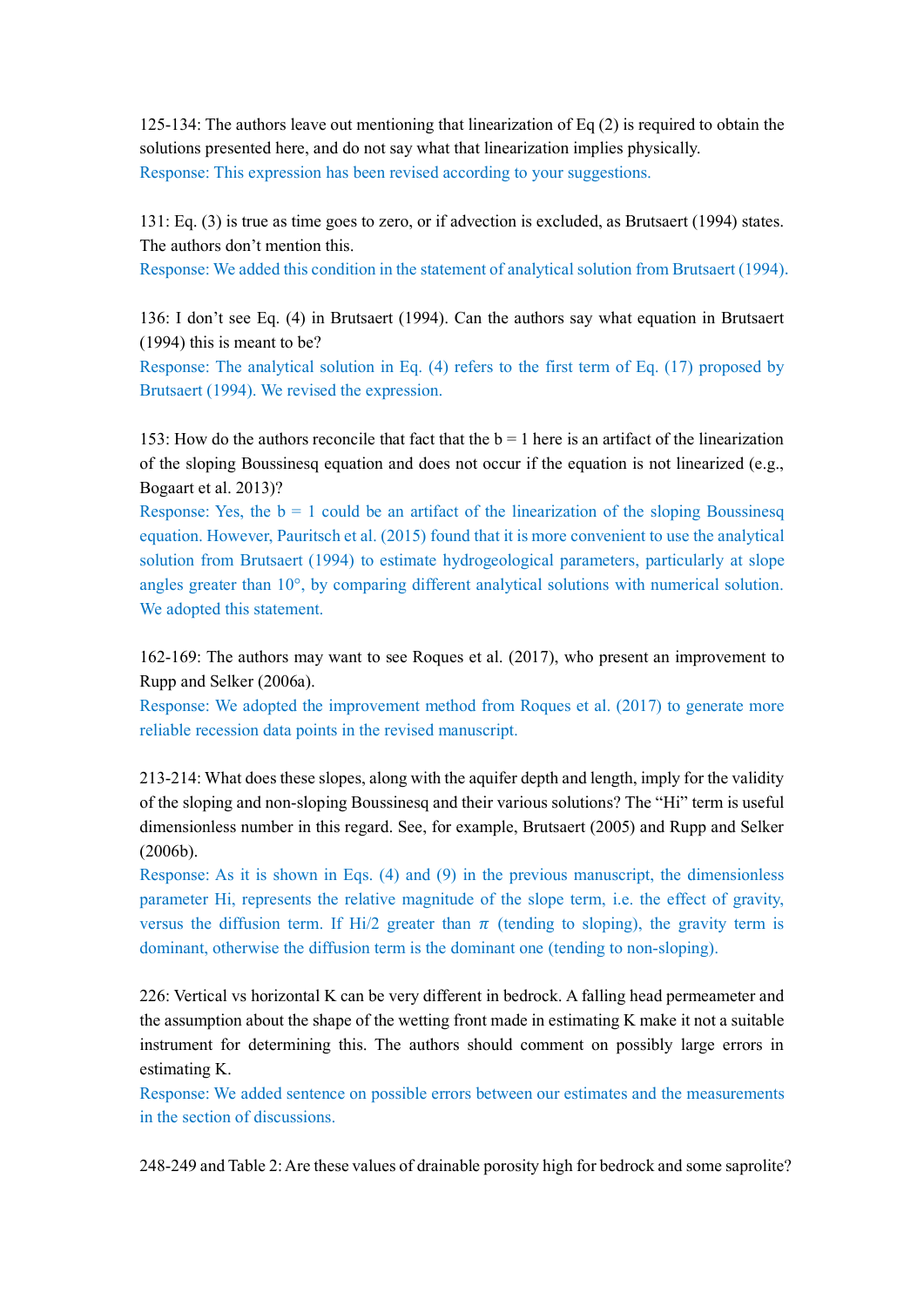125-134: The authors leave out mentioning that linearization of Eq (2) is required to obtain the solutions presented here, and do not say what that linearization implies physically.

Response: This expression has been revised according to your suggestions.

131: Eq. (3) is true as time goes to zero, or if advection is excluded, as Brutsaert (1994) states. The authors don't mention this.

Response: We added this condition in the statement of analytical solution from Brutsaert (1994).

136: I don't see Eq. (4) in Brutsaert (1994). Can the authors say what equation in Brutsaert (1994) this is meant to be?

Response: The analytical solution in Eq. (4) refers to the first term of Eq. (17) proposed by Brutsaert (1994). We revised the expression.

153: How do the authors reconcile that fact that the $b = 1$ here is an artifact of the linearization of the sloping Boussinesq equation and does not occur if the equation is not linearized (e.g., Bogaart et al. 2013)?

Response: Yes, the $b = 1$ could be an artifact of the linearization of the sloping Boussinesq equation. However, Pauritsch et al. (2015) found that it is more convenient to use the analytical solution from Brutsaert (1994) to estimate hydrogeological parameters, particularly at slope angles greater than 10°, by comparing different analytical solutions with numerical solution. We adopted this statement.

162-169: The authors may want to see Roques et al. (2017), who present an improvement to Rupp and Selker (2006a).

Response: We adopted the improvement method from Roques et al. (2017) to generate more reliable recession data points in the revised manuscript.

213-214: What does these slopes, along with the aquifer depth and length, imply for the validity of the sloping and non-sloping Boussinesq and their various solutions? The "Hi" term is useful dimensionless number in this regard. See, for example, Brutsaert (2005) and Rupp and Selker (2006b).

Response: As it is shown in Eqs. (4) and (9) in the previous manuscript, the dimensionless parameter Hi, represents the relative magnitude of the slope term, i.e. the effect of gravity, versus the diffusion term. If Hi/2 greater than $\pi$ (tending to sloping), the gravity term is dominant, otherwise the diffusion term is the dominant one (tending to non-sloping).

226: Vertical vs horizontal K can be very different in bedrock. A falling head permeameter and the assumption about the shape of the wetting front made in estimating K make it not a suitable instrument for determining this. The authors should comment on possibly large errors in estimating K.

Response: We added sentence on possible errors between our estimates and the measurements in the section of discussions.

248-249 and Table 2: Are these values of drainable porosity high for bedrock and some saprolite?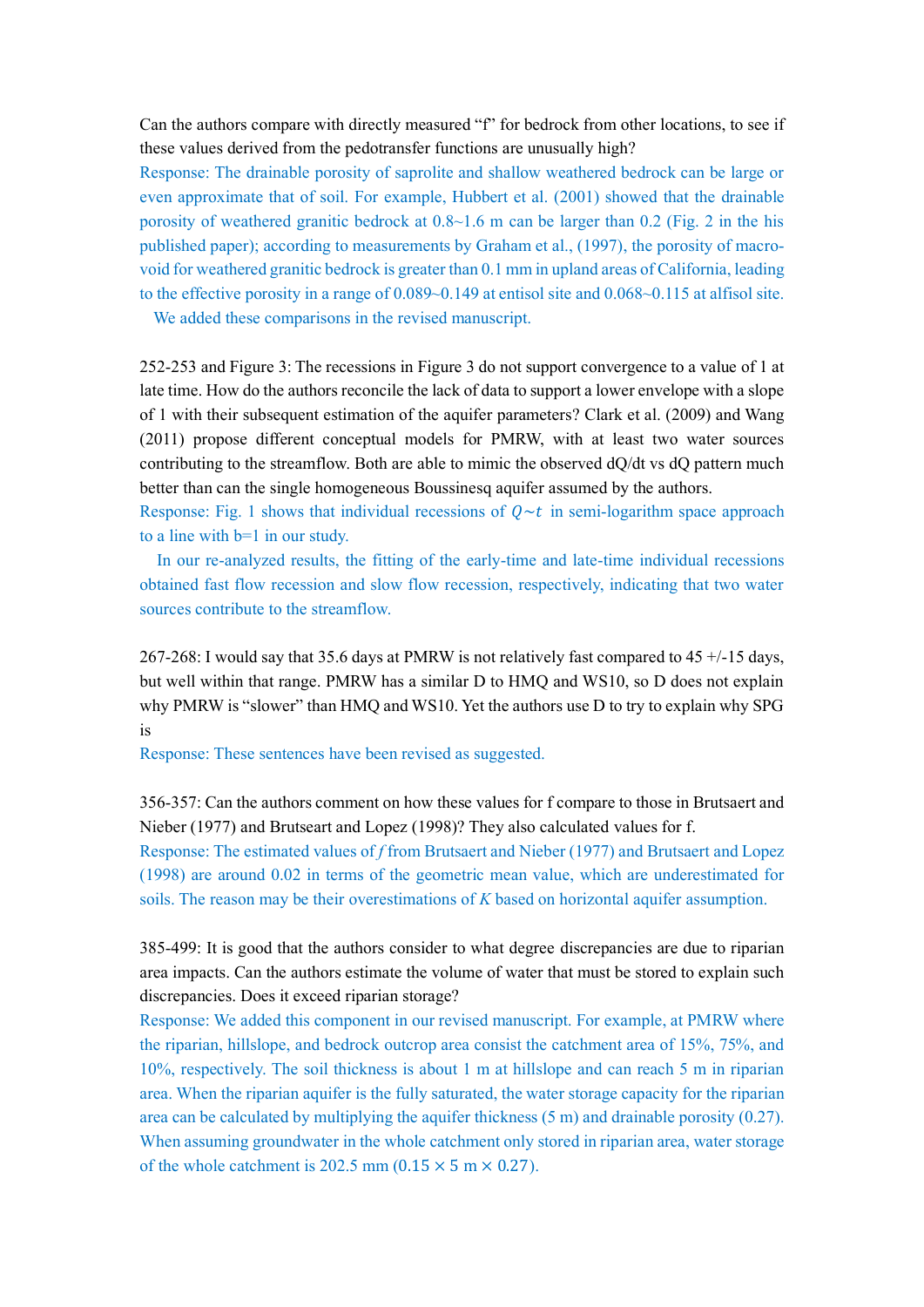Can the authors compare with directly measured "f" for bedrock from other locations, to see if these values derived from the pedotransfer functions are unusually high?

Response: The drainable porosity of saprolite and shallow weathered bedrock can be large or even approximate that of soil. For example, Hubbert et al. (2001) showed that the drainable porosity of weathered granitic bedrock at 0.8~1.6 m can be larger than 0.2 (Fig. 2 in the his published paper); according to measurements by Graham et al., (1997), the porosity of macro-void for weathered granitic bedrock is greater than 0.1 mm in upland areas of California, leading to the effective porosity in a range of 0.089~0.149 at entisol site and 0.068~0.115 at alfisol site.

We added these comparisons in the revised manuscript.

252-253 and Figure 3: The recessions in Figure 3 do not support convergence to a value of 1 at late time. How do the authors reconcile the lack of data to support a lower envelope with a slope of 1 with their subsequent estimation of the aquifer parameters? Clark et al. (2009) and Wang (2011) propose different conceptual models for PMRW, with at least two water sources contributing to the streamflow. Both are able to mimic the observed dQ/dt vs dQ pattern much better than can the single homogeneous Boussinesq aquifer assumed by the authors.

Response: Fig. 1 shows that individual recessions of $Q \sim t$ in semi-logarithm space approach to a line with b=1 in our study.

In our re-analyzed results, the fitting of the early-time and late-time individual recessions obtained fast flow recession and slow flow recession, respectively, indicating that two water sources contribute to the streamflow.

267-268: I would say that 35.6 days at PMRW is not relatively fast compared to 45 +/-15 days, but well within that range. PMRW has a similar D to HMQ and WS10, so D does not explain why PMRW is "slower" than HMQ and WS10. Yet the authors use D to try to explain why SPG is

Response: These sentences have been revised as suggested.

356-357: Can the authors comment on how these values for f compare to those in Brutsaert and Nieber (1977) and Brutseart and Lopez (1998)? They also calculated values for f.

Response: The estimated values of *f* from Brutsaert and Nieber (1977) and Brutsaert and Lopez (1998) are around 0.02 in terms of the geometric mean value, which are underestimated for soils. The reason may be their overestimations of *K* based on horizontal aquifer assumption.

385-499: It is good that the authors consider to what degree discrepancies are due to riparian area impacts. Can the authors estimate the volume of water that must be stored to explain such discrepancies. Does it exceed riparian storage?

Response: We added this component in our revised manuscript. For example, at PMRW where the riparian, hillslope, and bedrock outcrop area consist the catchment area of 15%, 75%, and 10%, respectively. The soil thickness is about 1 m at hillslope and can reach 5 m in riparian area. When the riparian aquifer is the fully saturated, the water storage capacity for the riparian area can be calculated by multiplying the aquifer thickness (5 m) and drainable porosity (0.27). When assuming groundwater in the whole catchment only stored in riparian area, water storage of the whole catchment is 202.5 mm ($0.15 \times 5$ m $\times$ 0.27).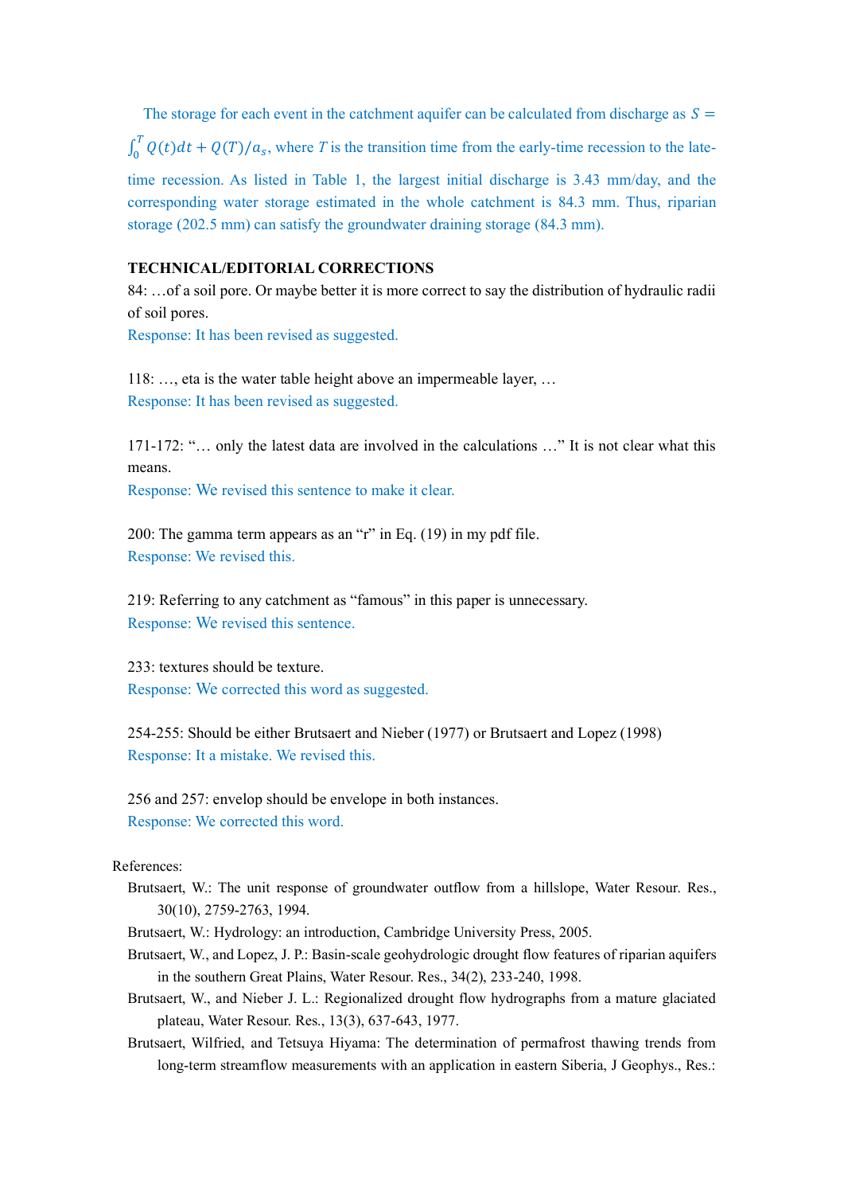The storage for each event in the catchment aquifer can be calculated from discharge as $S = \int_0^T Q(t)dt + Q(T)/a_s$, where $T$ is the transition time from the early-time recession to the late-time recession. As listed in Table 1, the largest initial discharge is 3.43 mm/day, and the corresponding water storage estimated in the whole catchment is 84.3 mm. Thus, riparian storage (202.5 mm) can satisfy the groundwater draining storage (84.3 mm).

**TECHNICAL/EDITORIAL CORRECTIONS**

84: …of a soil pore. Or maybe better it is more correct to say the distribution of hydraulic radii of soil pores.

Response: It has been revised as suggested.

118: …, eta is the water table height above an impermeable layer, …

Response: It has been revised as suggested.

171-172: "… only the latest data are involved in the calculations …" It is not clear what this means.

Response: We revised this sentence to make it clear.

200: The gamma term appears as an "r" in Eq. (19) in my pdf file.

Response: We revised this.

219: Referring to any catchment as "famous" in this paper is unnecessary.

Response: We revised this sentence.

233: textures should be texture.

Response: We corrected this word as suggested.

254-255: Should be either Brutsaert and Nieber (1977) or Brutsaert and Lopez (1998)

Response: It a mistake. We revised this.

256 and 257: envelop should be envelope in both instances.

Response: We corrected this word.

References:

Brutsaert, W.: The unit response of groundwater outflow from a hillslope, Water Resour. Res., 30(10), 2759-2763, 1994.

Brutsaert, W.: Hydrology: an introduction, Cambridge University Press, 2005.

Brutsaert, W., and Lopez, J. P.: Basin-scale geohydrologic drought flow features of riparian aquifers in the southern Great Plains, Water Resour. Res., 34(2), 233-240, 1998.

Brutsaert, W., and Nieber J. L.: Regionalized drought flow hydrographs from a mature glaciated plateau, Water Resour. Res., 13(3), 637-643, 1977.

Brutsaert, Wilfried, and Tetsuya Hiyama: The determination of permafrost thawing trends from long-term streamflow measurements with an application in eastern Siberia, J Geophys., Res.: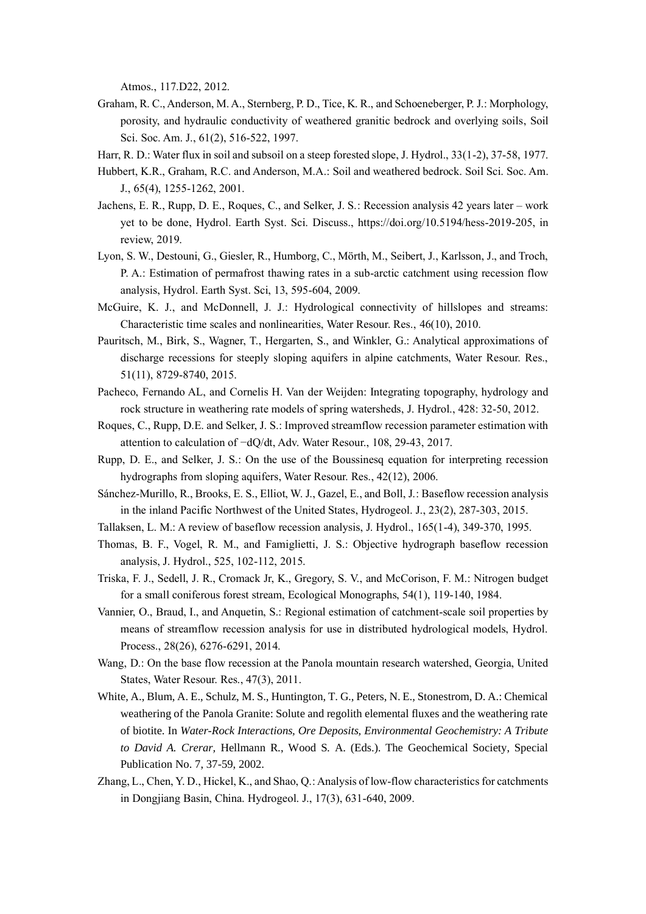Atmos., 117.D22, 2012.

Graham, R. C., Anderson, M. A., Sternberg, P. D., Tice, K. R., and Schoeneberger, P. J.: Morphology, porosity, and hydraulic conductivity of weathered granitic bedrock and overlying soils, Soil Sci. Soc. Am. J., 61(2), 516-522, 1997.

Harr, R. D.: Water flux in soil and subsoil on a steep forested slope, J. Hydrol., 33(1-2), 37-58, 1977.

Hubbert, K.R., Graham, R.C. and Anderson, M.A.: Soil and weathered bedrock. Soil Sci. Soc. Am. J., 65(4), 1255-1262, 2001.

Jachens, E. R., Rupp, D. E., Roques, C., and Selker, J. S.: Recession analysis 42 years later – work yet to be done, Hydrol. Earth Syst. Sci. Discuss., https://doi.org/10.5194/hess-2019-205, in review, 2019.

Lyon, S. W., Destouni, G., Giesler, R., Humborg, C., Mörth, M., Seibert, J., Karlsson, J., and Troch, P. A.: Estimation of permafrost thawing rates in a sub-arctic catchment using recession flow analysis, Hydrol. Earth Syst. Sci, 13, 595-604, 2009.

McGuire, K. J., and McDonnell, J. J.: Hydrological connectivity of hillslopes and streams: Characteristic time scales and nonlinearities, Water Resour. Res., 46(10), 2010.

Pauritsch, M., Birk, S., Wagner, T., Hergarten, S., and Winkler, G.: Analytical approximations of discharge recessions for steeply sloping aquifers in alpine catchments, Water Resour. Res., 51(11), 8729-8740, 2015.

Pacheco, Fernando AL, and Cornelis H. Van der Weijden: Integrating topography, hydrology and rock structure in weathering rate models of spring watersheds, J. Hydrol., 428: 32-50, 2012.

Roques, C., Rupp, D.E. and Selker, J. S.: Improved streamflow recession parameter estimation with attention to calculation of −dQ/dt, Adv. Water Resour., 108, 29-43, 2017.

Rupp, D. E., and Selker, J. S.: On the use of the Boussinesq equation for interpreting recession hydrographs from sloping aquifers, Water Resour. Res., 42(12), 2006.

Sánchez-Murillo, R., Brooks, E. S., Elliot, W. J., Gazel, E., and Boll, J.: Baseflow recession analysis in the inland Pacific Northwest of the United States, Hydrogeol. J., 23(2), 287-303, 2015.

Tallaksen, L. M.: A review of baseflow recession analysis, J. Hydrol., 165(1-4), 349-370, 1995.

Thomas, B. F., Vogel, R. M., and Famiglietti, J. S.: Objective hydrograph baseflow recession analysis, J. Hydrol., 525, 102-112, 2015.

Triska, F. J., Sedell, J. R., Cromack Jr, K., Gregory, S. V., and McCorison, F. M.: Nitrogen budget for a small coniferous forest stream, Ecological Monographs, 54(1), 119-140, 1984.

Vannier, O., Braud, I., and Anquetin, S.: Regional estimation of catchment-scale soil properties by means of streamflow recession analysis for use in distributed hydrological models, Hydrol. Process., 28(26), 6276-6291, 2014.

Wang, D.: On the base flow recession at the Panola mountain research watershed, Georgia, United States, Water Resour. Res., 47(3), 2011.

White, A., Blum, A. E., Schulz, M. S., Huntington, T. G., Peters, N. E., Stonestrom, D. A.: Chemical weathering of the Panola Granite: Solute and regolith elemental fluxes and the weathering rate of biotite. In *Water-Rock Interactions, Ore Deposits, Environmental Geochemistry: A Tribute to David A. Crerar*, Hellmann R., Wood S. A. (Eds.). The Geochemical Society, Special Publication No. 7, 37-59, 2002.

Zhang, L., Chen, Y. D., Hickel, K., and Shao, Q.: Analysis of low-flow characteristics for catchments in Dongjiang Basin, China. Hydrogeol. J., 17(3), 631-640, 2009.